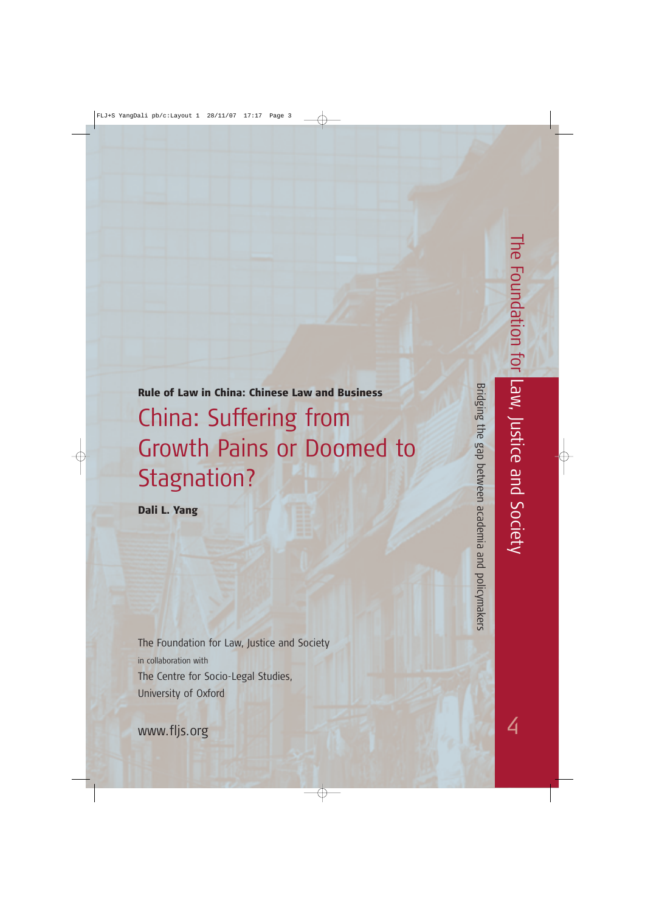**Rule of Law in China: Chinese Law and Business**

# China: Suffering from Growth Pains or Doomed to Stagnation?

**Dali L. Yang**

The Foundation for Law, Justice and Society
in collaboration with
The Centre for Socio-Legal Studies,
University of Oxford

www.fljs.org

The Foundation for Law, Justice and Society

Bridging the gap between academia and policymakers

4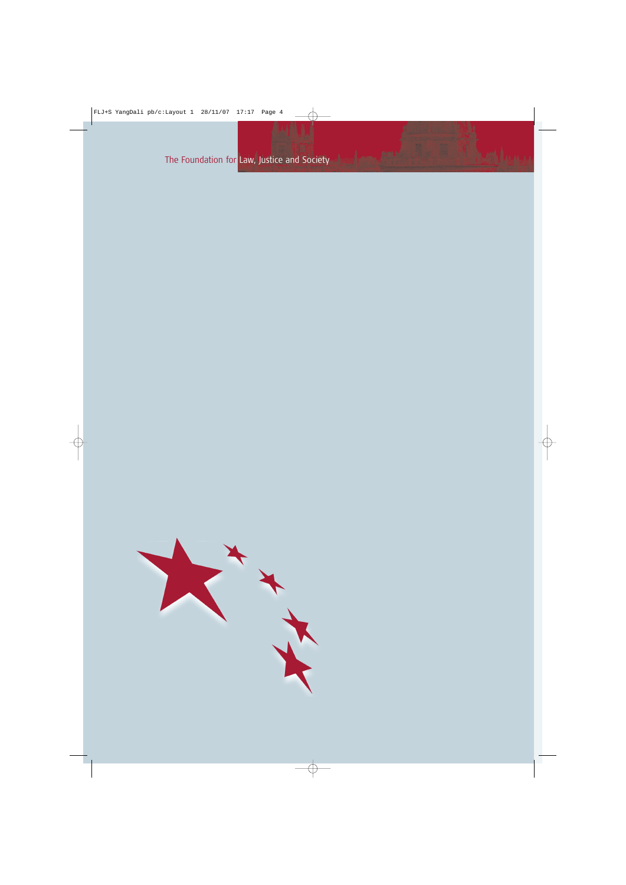The Foundation for Law, Justice and Society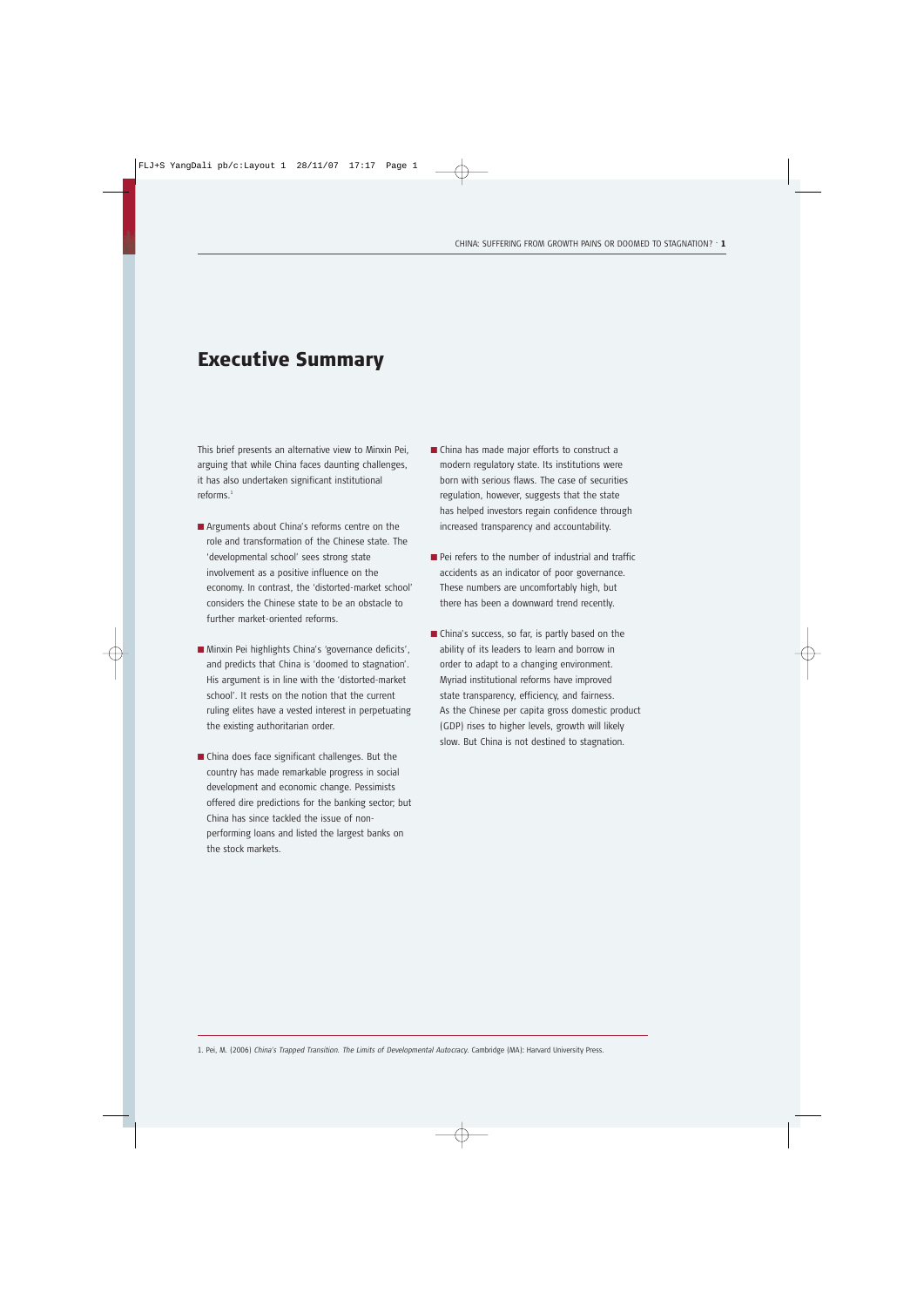# Executive Summary

This brief presents an alternative view to Minxin Pei, arguing that while China faces daunting challenges, it has also undertaken significant institutional reforms.[1]

- Arguments about China's reforms centre on the role and transformation of the Chinese state. The 'developmental school' sees strong state involvement as a positive influence on the economy. In contrast, the 'distorted-market school' considers the Chinese state to be an obstacle to further market-oriented reforms.

- Minxin Pei highlights China's 'governance deficits', and predicts that China is 'doomed to stagnation'. His argument is in line with the 'distorted-market school'. It rests on the notion that the current ruling elites have a vested interest in perpetuating the existing authoritarian order.

- China does face significant challenges. But the country has made remarkable progress in social development and economic change. Pessimists offered dire predictions for the banking sector; but China has since tackled the issue of non-performing loans and listed the largest banks on the stock markets.

- China has made major efforts to construct a modern regulatory state. Its institutions were born with serious flaws. The case of securities regulation, however, suggests that the state has helped investors regain confidence through increased transparency and accountability.

- Pei refers to the number of industrial and traffic accidents as an indicator of poor governance. These numbers are uncomfortably high, but there has been a downward trend recently.

- China's success, so far, is partly based on the ability of its leaders to learn and borrow in order to adapt to a changing environment. Myriad institutional reforms have improved state transparency, efficiency, and fairness. As the Chinese per capita gross domestic product (GDP) rises to higher levels, growth will likely slow. But China is not destined to stagnation.

1. Pei, M. (2006) *China's Trapped Transition. The Limits of Developmental Autocracy.* Cambridge (MA): Harvard University Press.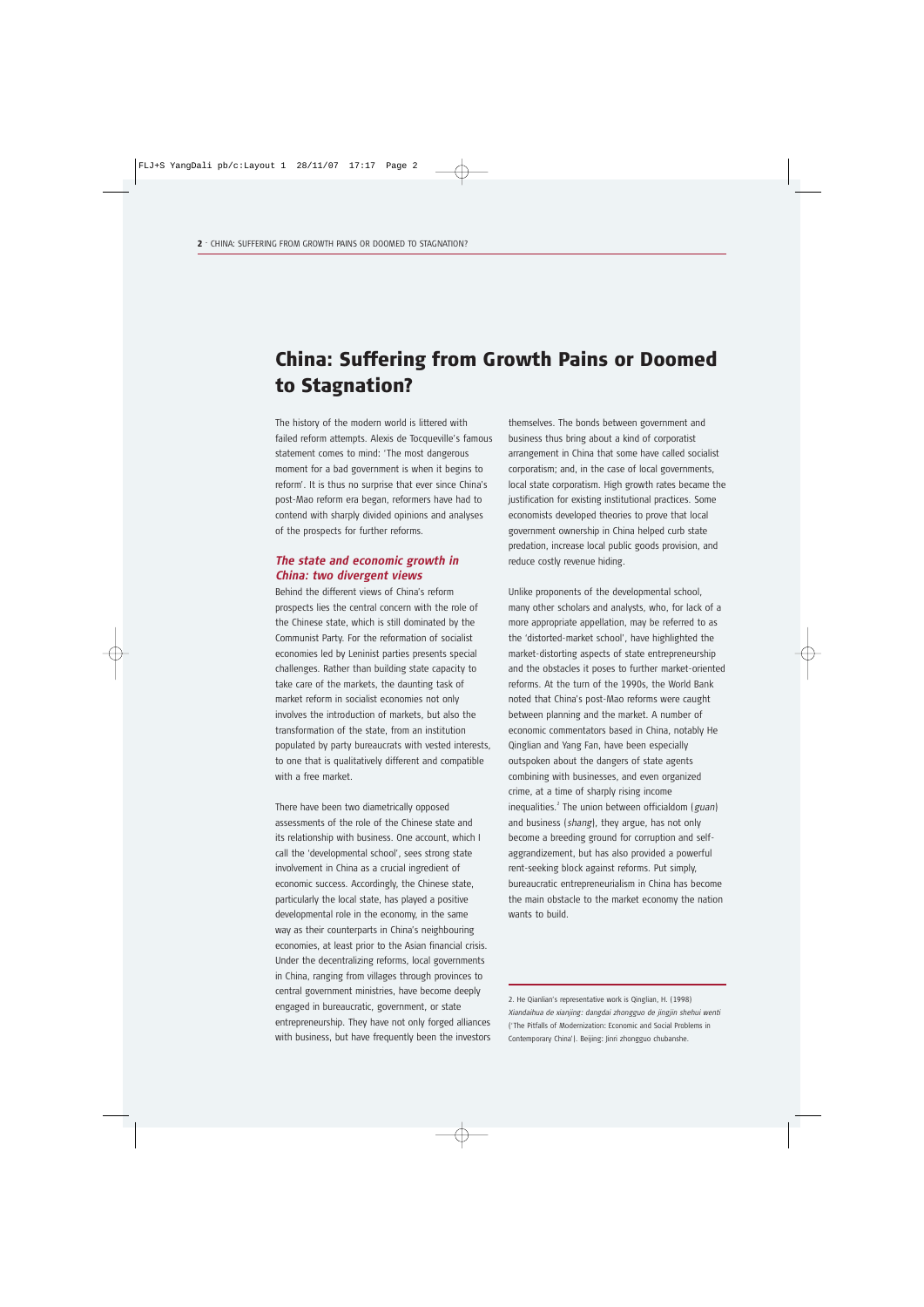# China: Suffering from Growth Pains or Doomed to Stagnation?

The history of the modern world is littered with failed reform attempts. Alexis de Tocqueville's famous statement comes to mind: 'The most dangerous moment for a bad government is when it begins to reform'. It is thus no surprise that ever since China's post-Mao reform era began, reformers have had to contend with sharply divided opinions and analyses of the prospects for further reforms.

### *The state and economic growth in China: two divergent views*

Behind the different views of China's reform prospects lies the central concern with the role of the Chinese state, which is still dominated by the Communist Party. For the reformation of socialist economies led by Leninist parties presents special challenges. Rather than building state capacity to take care of the markets, the daunting task of market reform in socialist economies not only involves the introduction of markets, but also the transformation of the state, from an institution populated by party bureaucrats with vested interests, to one that is qualitatively different and compatible with a free market.

There have been two diametrically opposed assessments of the role of the Chinese state and its relationship with business. One account, which I call the 'developmental school', sees strong state involvement in China as a crucial ingredient of economic success. Accordingly, the Chinese state, particularly the local state, has played a positive developmental role in the economy, in the same way as their counterparts in China's neighbouring economies, at least prior to the Asian financial crisis. Under the decentralizing reforms, local governments in China, ranging from villages through provinces to central government ministries, have become deeply engaged in bureaucratic, government, or state entrepreneurship. They have not only forged alliances with business, but have frequently been the investors themselves. The bonds between government and business thus bring about a kind of corporatist arrangement in China that some have called socialist corporatism; and, in the case of local governments, local state corporatism. High growth rates became the justification for existing institutional practices. Some economists developed theories to prove that local government ownership in China helped curb state predation, increase local public goods provision, and reduce costly revenue hiding.

Unlike proponents of the developmental school, many other scholars and analysts, who, for lack of a more appropriate appellation, may be referred to as the 'distorted-market school', have highlighted the market-distorting aspects of state entrepreneurship and the obstacles it poses to further market-oriented reforms. At the turn of the 1990s, the World Bank noted that China's post-Mao reforms were caught between planning and the market. A number of economic commentators based in China, notably He Qinglian and Yang Fan, have been especially outspoken about the dangers of state agents combining with businesses, and even organized crime, at a time of sharply rising income inequalities.[2] The union between officialdom (*guan*) and business (*shang*), they argue, has not only become a breeding ground for corruption and self-aggrandizement, but has also provided a powerful rent-seeking block against reforms. Put simply, bureaucratic entrepreneurialism in China has become the main obstacle to the market economy the nation wants to build.

---

2. He Qianlian's representative work is Qinglian, H. (1998) *Xiandaihua de xianjing: dangdai zhongguo de jingjin shehui wenti* ('The Pitfalls of Modernization: Economic and Social Problems in Contemporary China'). Beijing: Jinri zhongguo chubanshe.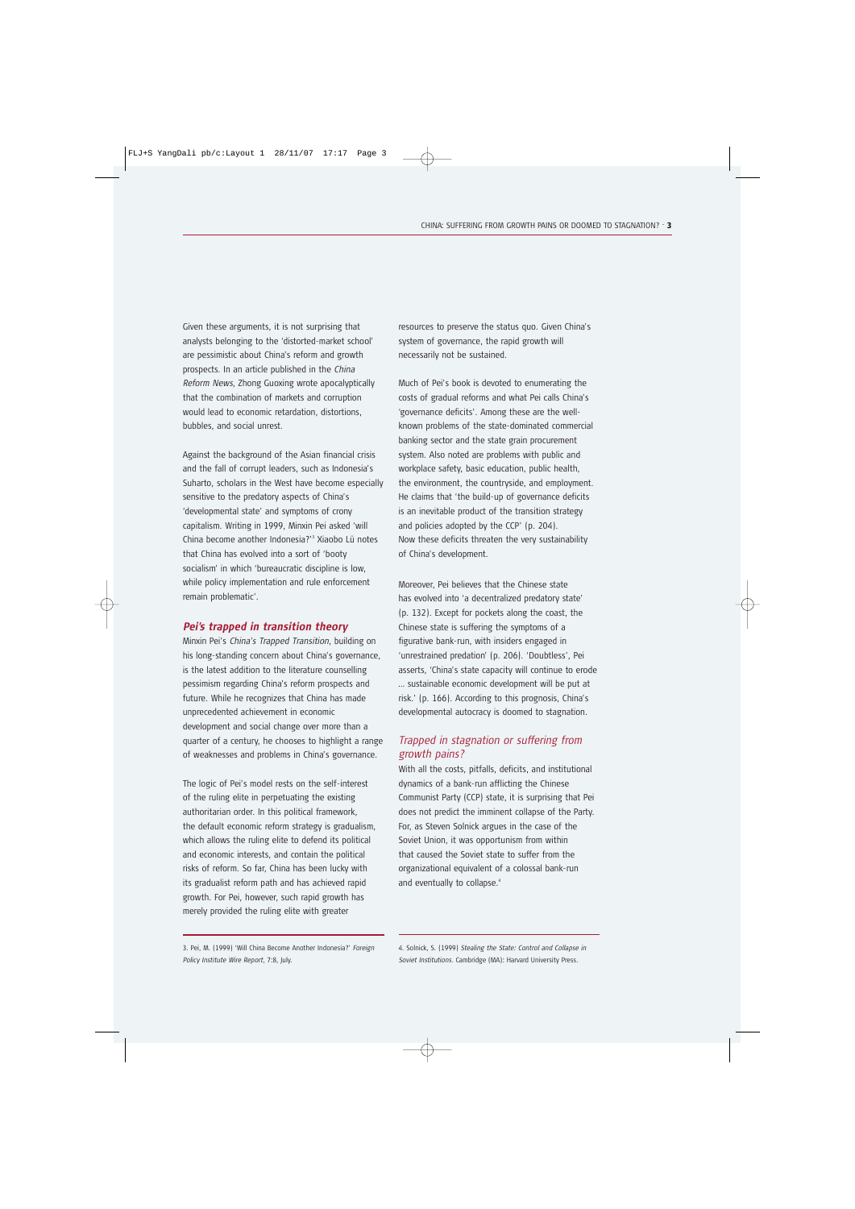Given these arguments, it is not surprising that analysts belonging to the 'distorted-market school' are pessimistic about China's reform and growth prospects. In an article published in the *China Reform News*, Zhong Guoxing wrote apocalyptically that the combination of markets and corruption would lead to economic retardation, distortions, bubbles, and social unrest.

Against the background of the Asian financial crisis and the fall of corrupt leaders, such as Indonesia's Suharto, scholars in the West have become especially sensitive to the predatory aspects of China's 'developmental state' and symptoms of crony capitalism. Writing in 1999, Minxin Pei asked 'will China become another Indonesia?'[3] Xiaobo Lü notes that China has evolved into a sort of 'booty socialism' in which 'bureaucratic discipline is low, while policy implementation and rule enforcement remain problematic'.

## Pei's trapped in transition theory

Minxin Pei's *China's Trapped Transition*, building on his long-standing concern about China's governance, is the latest addition to the literature counselling pessimism regarding China's reform prospects and future. While he recognizes that China has made unprecedented achievement in economic development and social change over more than a quarter of a century, he chooses to highlight a range of weaknesses and problems in China's governance.

The logic of Pei's model rests on the self-interest of the ruling elite in perpetuating the existing authoritarian order. In this political framework, the default economic reform strategy is gradualism, which allows the ruling elite to defend its political and economic interests, and contain the political risks of reform. So far, China has been lucky with its gradualist reform path and has achieved rapid growth. For Pei, however, such rapid growth has merely provided the ruling elite with greater resources to preserve the status quo. Given China's system of governance, the rapid growth will necessarily not be sustained.

Much of Pei's book is devoted to enumerating the costs of gradual reforms and what Pei calls China's 'governance deficits'. Among these are the well-known problems of the state-dominated commercial banking sector and the state grain procurement system. Also noted are problems with public and workplace safety, basic education, public health, the environment, the countryside, and employment. He claims that 'the build-up of governance deficits is an inevitable product of the transition strategy and policies adopted by the CCP' (p. 204). Now these deficits threaten the very sustainability of China's development.

Moreover, Pei believes that the Chinese state has evolved into 'a decentralized predatory state' (p. 132). Except for pockets along the coast, the Chinese state is suffering the symptoms of a figurative bank-run, with insiders engaged in 'unrestrained predation' (p. 206). 'Doubtless', Pei asserts, 'China's state capacity will continue to erode … sustainable economic development will be put at risk.' (p. 166). According to this prognosis, China's developmental autocracy is doomed to stagnation.

## Trapped in stagnation or suffering from growth pains?

With all the costs, pitfalls, deficits, and institutional dynamics of a bank-run afflicting the Chinese Communist Party (CCP) state, it is surprising that Pei does not predict the imminent collapse of the Party. For, as Steven Solnick argues in the case of the Soviet Union, it was opportunism from within that caused the Soviet state to suffer from the organizational equivalent of a colossal bank-run and eventually to collapse.[4]

---

3. Pei, M. (1999) 'Will China Become Another Indonesia?' *Foreign Policy Institute Wire Report*, 7:8, July.

4. Solnick, S. (1999) *Stealing the State: Control and Collapse in Soviet Institutions*. Cambridge (MA): Harvard University Press.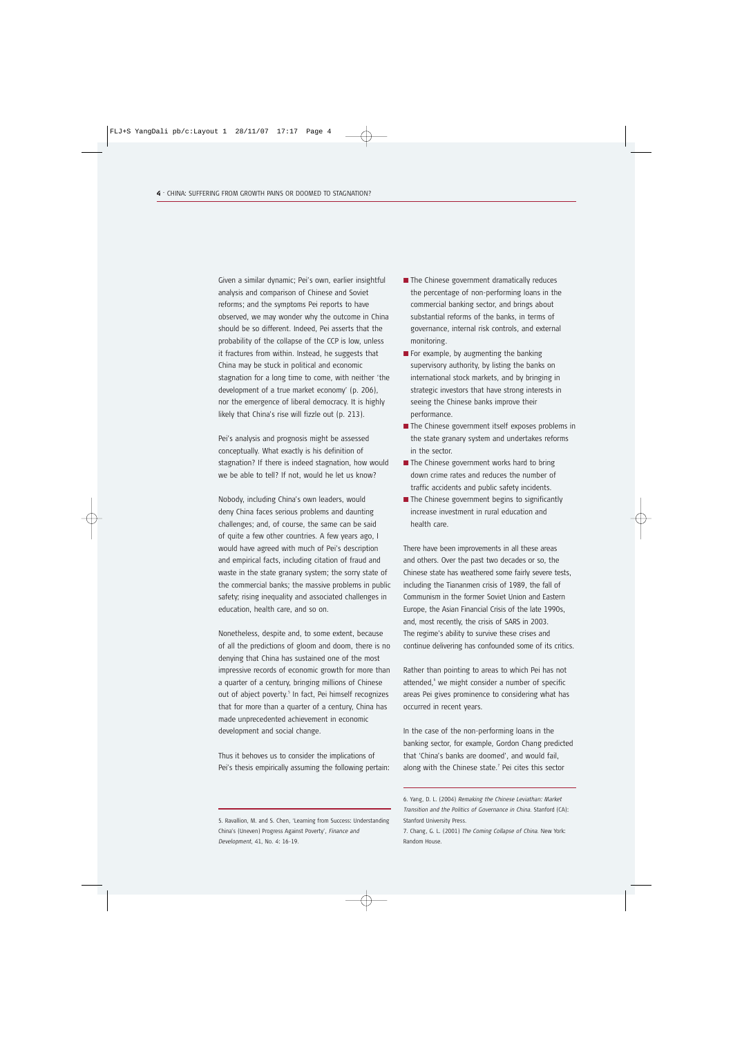Given a similar dynamic; Pei's own, earlier insightful analysis and comparison of Chinese and Soviet reforms; and the symptoms Pei reports to have observed, we may wonder why the outcome in China should be so different. Indeed, Pei asserts that the probability of the collapse of the CCP is low, unless it fractures from within. Instead, he suggests that China may be stuck in political and economic stagnation for a long time to come, with neither 'the development of a true market economy' (p. 206), nor the emergence of liberal democracy. It is highly likely that China's rise will fizzle out (p. 213).

Pei's analysis and prognosis might be assessed conceptually. What exactly is his definition of stagnation? If there is indeed stagnation, how would we be able to tell? If not, would he let us know?

Nobody, including China's own leaders, would deny China faces serious problems and daunting challenges; and, of course, the same can be said of quite a few other countries. A few years ago, I would have agreed with much of Pei's description and empirical facts, including citation of fraud and waste in the state granary system; the sorry state of the commercial banks; the massive problems in public safety; rising inequality and associated challenges in education, health care, and so on.

Nonetheless, despite and, to some extent, because of all the predictions of gloom and doom, there is no denying that China has sustained one of the most impressive records of economic growth for more than a quarter of a century, bringing millions of Chinese out of abject poverty.[5] In fact, Pei himself recognizes that for more than a quarter of a century, China has made unprecedented achievement in economic development and social change.

Thus it behoves us to consider the implications of Pei's thesis empirically assuming the following pertain:

- The Chinese government dramatically reduces the percentage of non-performing loans in the commercial banking sector, and brings about substantial reforms of the banks, in terms of governance, internal risk controls, and external monitoring.
- For example, by augmenting the banking supervisory authority, by listing the banks on international stock markets, and by bringing in strategic investors that have strong interests in seeing the Chinese banks improve their performance.
- The Chinese government itself exposes problems in the state granary system and undertakes reforms in the sector.
- The Chinese government works hard to bring down crime rates and reduces the number of traffic accidents and public safety incidents.
- The Chinese government begins to significantly increase investment in rural education and health care.

There have been improvements in all these areas and others. Over the past two decades or so, the Chinese state has weathered some fairly severe tests, including the Tiananmen crisis of 1989, the fall of Communism in the former Soviet Union and Eastern Europe, the Asian Financial Crisis of the late 1990s, and, most recently, the crisis of SARS in 2003. The regime's ability to survive these crises and continue delivering has confounded some of its critics.

Rather than pointing to areas to which Pei has not attended,[6] we might consider a number of specific areas Pei gives prominence to considering what has occurred in recent years.

In the case of the non-performing loans in the banking sector, for example, Gordon Chang predicted that 'China's banks are doomed', and would fail, along with the Chinese state.[7] Pei cites this sector

5. Ravallion, M. and S. Chen, 'Learning from Success: Understanding China's (Uneven) Progress Against Poverty', *Finance and Development*, 41, No. 4: 16-19.

6. Yang, D. L. (2004) *Remaking the Chinese Leviathan: Market Transition and the Politics of Governance in China*. Stanford (CA): Stanford University Press.

7. Chang, G. L. (2001) *The Coming Collapse of China*. New York: Random House.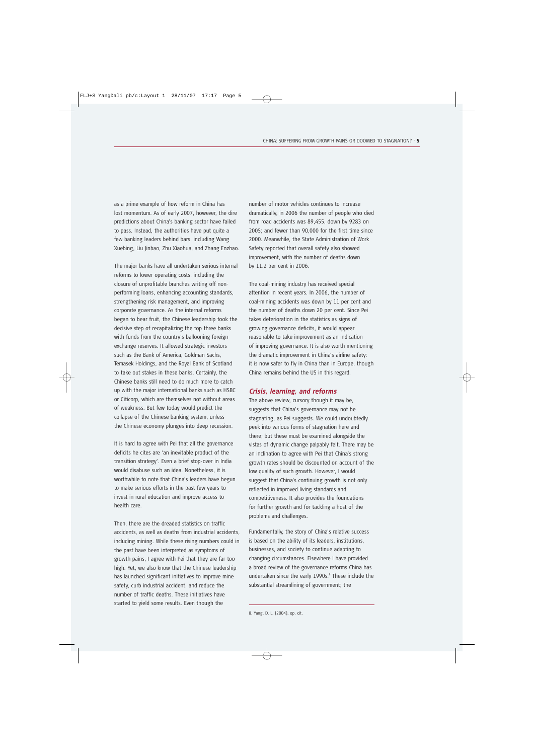as a prime example of how reform in China has lost momentum. As of early 2007, however, the dire predictions about China's banking sector have failed to pass. Instead, the authorities have put quite a few banking leaders behind bars, including Wang Xuebing, Liu Jinbao, Zhu Xiaohua, and Zhang Enzhao.

The major banks have all undertaken serious internal reforms to lower operating costs, including the closure of unprofitable branches writing off non-performing loans, enhancing accounting standards, strengthening risk management, and improving corporate governance. As the internal reforms began to bear fruit, the Chinese leadership took the decisive step of recapitalizing the top three banks with funds from the country's ballooning foreign exchange reserves. It allowed strategic investors such as the Bank of America, Goldman Sachs, Temasek Holdings, and the Royal Bank of Scotland to take out stakes in these banks. Certainly, the Chinese banks still need to do much more to catch up with the major international banks such as HSBC or Citicorp, which are themselves not without areas of weakness. But few today would predict the collapse of the Chinese banking system, unless the Chinese economy plunges into deep recession.

It is hard to agree with Pei that all the governance deficits he cites are 'an inevitable product of the transition strategy'. Even a brief stop-over in India would disabuse such an idea. Nonetheless, it is worthwhile to note that China's leaders have begun to make serious efforts in the past few years to invest in rural education and improve access to health care.

Then, there are the dreaded statistics on traffic accidents, as well as deaths from industrial accidents, including mining. While these rising numbers could in the past have been interpreted as symptoms of growth pains, I agree with Pei that they are far too high. Yet, we also know that the Chinese leadership has launched significant initiatives to improve mine safety, curb industrial accident, and reduce the number of traffic deaths. These initiatives have started to yield some results. Even though the number of motor vehicles continues to increase dramatically, in 2006 the number of people who died from road accidents was 89,455, down by 9283 on 2005; and fewer than 90,000 for the first time since 2000. Meanwhile, the State Administration of Work Safety reported that overall safety also showed improvement, with the number of deaths down by 11.2 per cent in 2006.

The coal-mining industry has received special attention in recent years. In 2006, the number of coal-mining accidents was down by 11 per cent and the number of deaths down 20 per cent. Since Pei takes deterioration in the statistics as signs of growing governance deficits, it would appear reasonable to take improvement as an indication of improving governance. It is also worth mentioning the dramatic improvement in China's airline safety: it is now safer to fly in China than in Europe, though China remains behind the US in this regard.

## *Crisis, learning, and reforms*

The above review, cursory though it may be, suggests that China's governance may not be stagnating, as Pei suggests. We could undoubtedly peek into various forms of stagnation here and there; but these must be examined alongside the vistas of dynamic change palpably felt. There may be an inclination to agree with Pei that China's strong growth rates should be discounted on account of the low quality of such growth. However, I would suggest that China's continuing growth is not only reflected in improved living standards and competitiveness. It also provides the foundations for further growth and for tackling a host of the problems and challenges.

Fundamentally, the story of China's relative success is based on the ability of its leaders, institutions, businesses, and society to continue adapting to changing circumstances. Elsewhere I have provided a broad review of the governance reforms China has undertaken since the early 1990s.[8] These include the substantial streamlining of government; the

8. Yang, D. L. (2004), op. cit.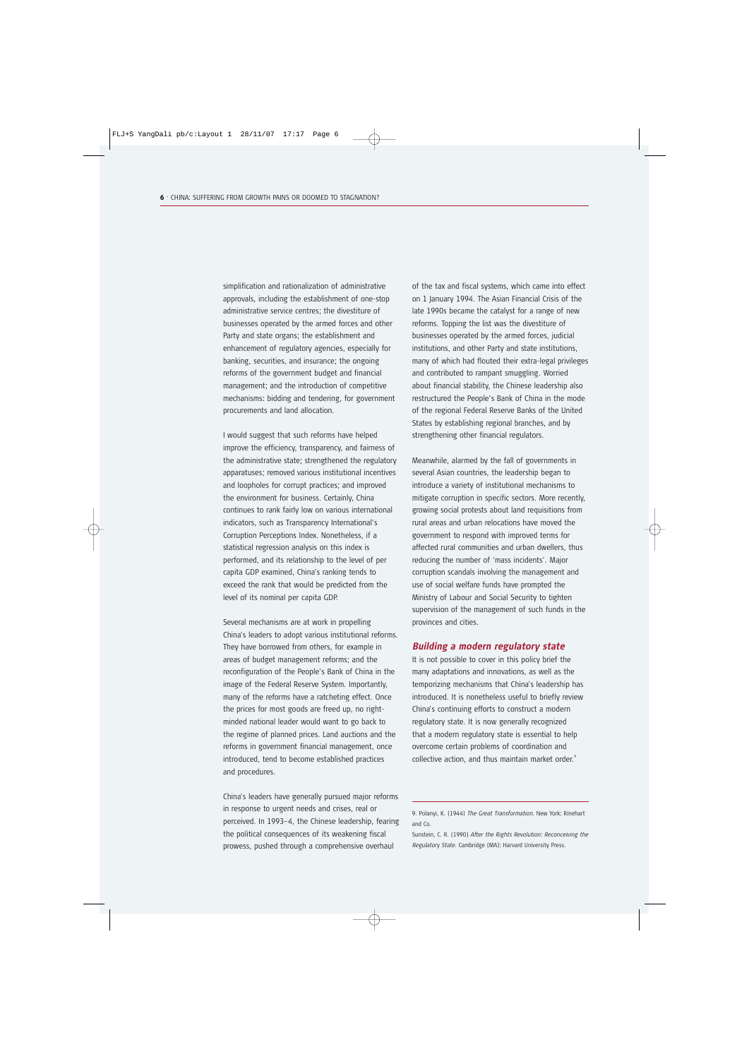simplification and rationalization of administrative approvals, including the establishment of one-stop administrative service centres; the divestiture of businesses operated by the armed forces and other Party and state organs; the establishment and enhancement of regulatory agencies, especially for banking, securities, and insurance; the ongoing reforms of the government budget and financial management; and the introduction of competitive mechanisms: bidding and tendering, for government procurements and land allocation.

I would suggest that such reforms have helped improve the efficiency, transparency, and fairness of the administrative state; strengthened the regulatory apparatuses; removed various institutional incentives and loopholes for corrupt practices; and improved the environment for business. Certainly, China continues to rank fairly low on various international indicators, such as Transparency International's Corruption Perceptions Index. Nonetheless, if a statistical regression analysis on this index is performed, and its relationship to the level of per capita GDP examined, China's ranking tends to exceed the rank that would be predicted from the level of its nominal per capita GDP.

Several mechanisms are at work in propelling China's leaders to adopt various institutional reforms. They have borrowed from others, for example in areas of budget management reforms; and the reconfiguration of the People's Bank of China in the image of the Federal Reserve System. Importantly, many of the reforms have a ratcheting effect. Once the prices for most goods are freed up, no right-minded national leader would want to go back to the regime of planned prices. Land auctions and the reforms in government financial management, once introduced, tend to become established practices and procedures.

China's leaders have generally pursued major reforms in response to urgent needs and crises, real or perceived. In 1993–4, the Chinese leadership, fearing the political consequences of its weakening fiscal prowess, pushed through a comprehensive overhaul of the tax and fiscal systems, which came into effect on 1 January 1994. The Asian Financial Crisis of the late 1990s became the catalyst for a range of new reforms. Topping the list was the divestiture of businesses operated by the armed forces, judicial institutions, and other Party and state institutions, many of which had flouted their extra-legal privileges and contributed to rampant smuggling. Worried about financial stability, the Chinese leadership also restructured the People's Bank of China in the mode of the regional Federal Reserve Banks of the United States by establishing regional branches, and by strengthening other financial regulators.

Meanwhile, alarmed by the fall of governments in several Asian countries, the leadership began to introduce a variety of institutional mechanisms to mitigate corruption in specific sectors. More recently, growing social protests about land requisitions from rural areas and urban relocations have moved the government to respond with improved terms for affected rural communities and urban dwellers, thus reducing the number of 'mass incidents'. Major corruption scandals involving the management and use of social welfare funds have prompted the Ministry of Labour and Social Security to tighten supervision of the management of such funds in the provinces and cities.

## Building a modern regulatory state

It is not possible to cover in this policy brief the many adaptations and innovations, as well as the temporizing mechanisms that China's leadership has introduced. It is nonetheless useful to briefly review China's continuing efforts to construct a modern regulatory state. It is now generally recognized that a modern regulatory state is essential to help overcome certain problems of coordination and collective action, and thus maintain market order.[9]

---

9. Polanyi, K. (1944) *The Great Transformation*. New York: Rinehart and Co.

Sunstein, C. R. (1990) *After the Rights Revolution: Reconceiving the Regulatory State*. Cambridge (MA): Harvard University Press.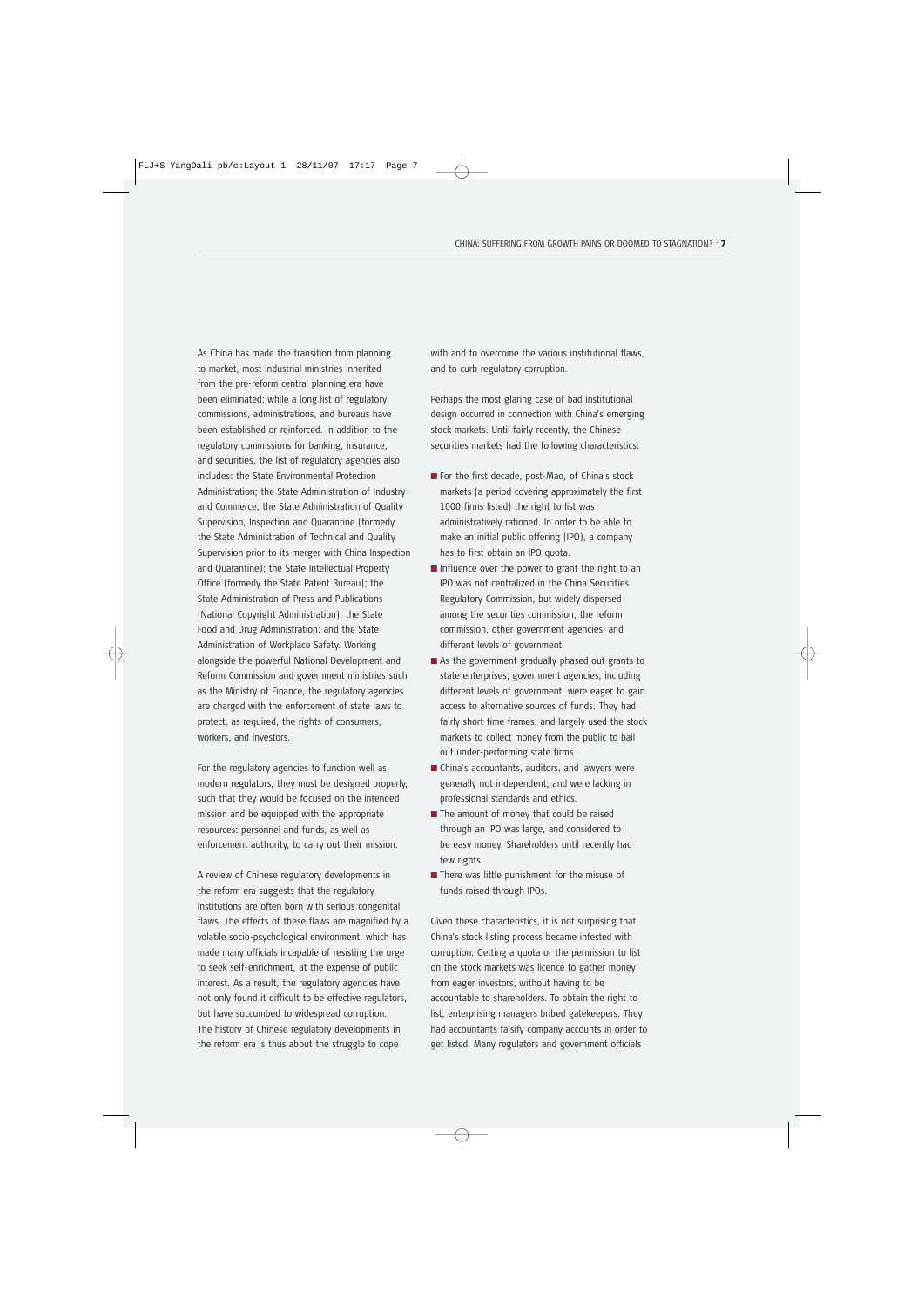As China has made the transition from planning to market, most industrial ministries inherited from the pre-reform central planning era have been eliminated; while a long list of regulatory commissions, administrations, and bureaus have been established or reinforced. In addition to the regulatory commissions for banking, insurance, and securities, the list of regulatory agencies also includes: the State Environmental Protection Administration; the State Administration of Industry and Commerce; the State Administration of Quality Supervision, Inspection and Quarantine (formerly the State Administration of Technical and Quality Supervision prior to its merger with China Inspection and Quarantine); the State Intellectual Property Office (formerly the State Patent Bureau); the State Administration of Press and Publications (National Copyright Administration); the State Food and Drug Administration; and the State Administration of Workplace Safety. Working alongside the powerful National Development and Reform Commission and government ministries such as the Ministry of Finance, the regulatory agencies are charged with the enforcement of state laws to protect, as required, the rights of consumers, workers, and investors.

For the regulatory agencies to function well as modern regulators, they must be designed properly, such that they would be focused on the intended mission and be equipped with the appropriate resources: personnel and funds, as well as enforcement authority, to carry out their mission.

A review of Chinese regulatory developments in the reform era suggests that the regulatory institutions are often born with serious congenital flaws. The effects of these flaws are magnified by a volatile socio-psychological environment, which has made many officials incapable of resisting the urge to seek self-enrichment, at the expense of public interest. As a result, the regulatory agencies have not only found it difficult to be effective regulators, but have succumbed to widespread corruption. The history of Chinese regulatory developments in the reform era is thus about the struggle to cope with and to overcome the various institutional flaws, and to curb regulatory corruption.

Perhaps the most glaring case of bad institutional design occurred in connection with China's emerging stock markets. Until fairly recently, the Chinese securities markets had the following characteristics:

- For the first decade, post-Mao, of China's stock markets (a period covering approximately the first 1000 firms listed) the right to list was administratively rationed. In order to be able to make an initial public offering (IPO), a company has to first obtain an IPO quota.
- Influence over the power to grant the right to an IPO was not centralized in the China Securities Regulatory Commission, but widely dispersed among the securities commission, the reform commission, other government agencies, and different levels of government.
- As the government gradually phased out grants to state enterprises, government agencies, including different levels of government, were eager to gain access to alternative sources of funds. They had fairly short time frames, and largely used the stock markets to collect money from the public to bail out under-performing state firms.
- China's accountants, auditors, and lawyers were generally not independent, and were lacking in professional standards and ethics.
- The amount of money that could be raised through an IPO was large, and considered to be easy money. Shareholders until recently had few rights.
- There was little punishment for the misuse of funds raised through IPOs.

Given these characteristics, it is not surprising that China's stock listing process became infested with corruption. Getting a quota or the permission to list on the stock markets was licence to gather money from eager investors, without having to be accountable to shareholders. To obtain the right to list, enterprising managers bribed gatekeepers. They had accountants falsify company accounts in order to get listed. Many regulators and government officials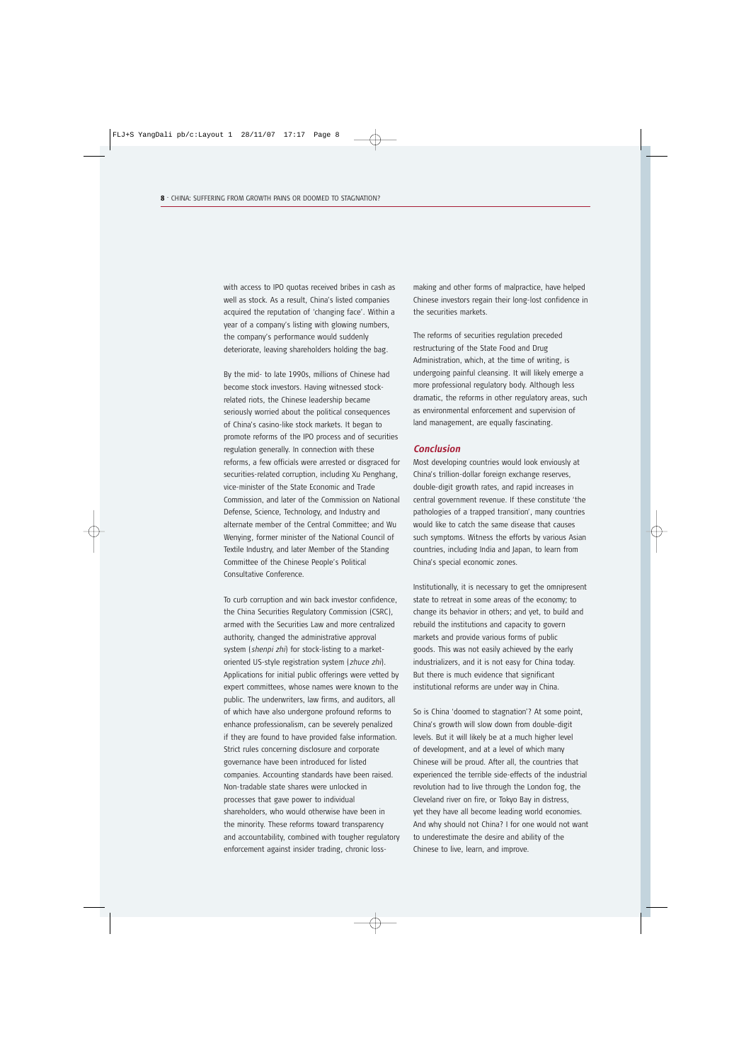with access to IPO quotas received bribes in cash as well as stock. As a result, China's listed companies acquired the reputation of 'changing face'. Within a year of a company's listing with glowing numbers, the company's performance would suddenly deteriorate, leaving shareholders holding the bag.

By the mid- to late 1990s, millions of Chinese had become stock investors. Having witnessed stock-related riots, the Chinese leadership became seriously worried about the political consequences of China's casino-like stock markets. It began to promote reforms of the IPO process and of securities regulation generally. In connection with these reforms, a few officials were arrested or disgraced for securities-related corruption, including Xu Penghang, vice-minister of the State Economic and Trade Commission, and later of the Commission on National Defense, Science, Technology, and Industry and alternate member of the Central Committee; and Wu Wenying, former minister of the National Council of Textile Industry, and later Member of the Standing Committee of the Chinese People's Political Consultative Conference.

To curb corruption and win back investor confidence, the China Securities Regulatory Commission (CSRC), armed with the Securities Law and more centralized authority, changed the administrative approval system (*shenpi zhi*) for stock-listing to a market-oriented US-style registration system (*zhuce zhi*). Applications for initial public offerings were vetted by expert committees, whose names were known to the public. The underwriters, law firms, and auditors, all of which have also undergone profound reforms to enhance professionalism, can be severely penalized if they are found to have provided false information. Strict rules concerning disclosure and corporate governance have been introduced for listed companies. Accounting standards have been raised. Non-tradable state shares were unlocked in processes that gave power to individual shareholders, who would otherwise have been in the minority. These reforms toward transparency and accountability, combined with tougher regulatory enforcement against insider trading, chronic loss-making and other forms of malpractice, have helped Chinese investors regain their long-lost confidence in the securities markets.

The reforms of securities regulation preceded restructuring of the State Food and Drug Administration, which, at the time of writing, is undergoing painful cleansing. It will likely emerge a more professional regulatory body. Although less dramatic, the reforms in other regulatory areas, such as environmental enforcement and supervision of land management, are equally fascinating.

## Conclusion

Most developing countries would look enviously at China's trillion-dollar foreign exchange reserves, double-digit growth rates, and rapid increases in central government revenue. If these constitute 'the pathologies of a trapped transition', many countries would like to catch the same disease that causes such symptoms. Witness the efforts by various Asian countries, including India and Japan, to learn from China's special economic zones.

Institutionally, it is necessary to get the omnipresent state to retreat in some areas of the economy; to change its behavior in others; and yet, to build and rebuild the institutions and capacity to govern markets and provide various forms of public goods. This was not easily achieved by the early industrializers, and it is not easy for China today. But there is much evidence that significant institutional reforms are under way in China.

So is China 'doomed to stagnation'? At some point, China's growth will slow down from double-digit levels. But it will likely be at a much higher level of development, and at a level of which many Chinese will be proud. After all, the countries that experienced the terrible side-effects of the industrial revolution had to live through the London fog, the Cleveland river on fire, or Tokyo Bay in distress, yet they have all become leading world economies. And why should not China? I for one would not want to underestimate the desire and ability of the Chinese to live, learn, and improve.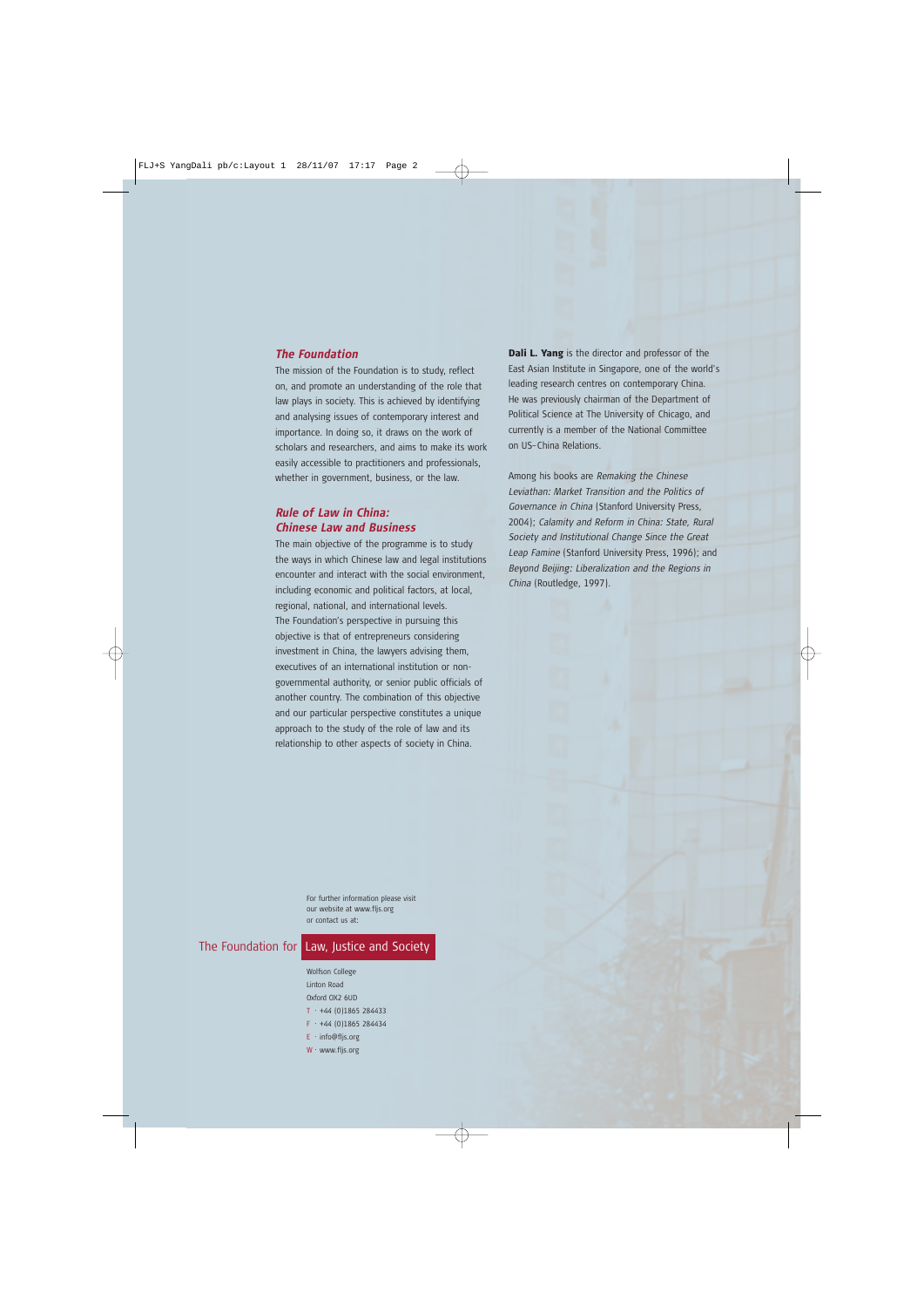### *The Foundation*

The mission of the Foundation is to study, reflect on, and promote an understanding of the role that law plays in society. This is achieved by identifying and analysing issues of contemporary interest and importance. In doing so, it draws on the work of scholars and researchers, and aims to make its work easily accessible to practitioners and professionals, whether in government, business, or the law.

### *Rule of Law in China: Chinese Law and Business*

The main objective of the programme is to study the ways in which Chinese law and legal institutions encounter and interact with the social environment, including economic and political factors, at local, regional, national, and international levels. The Foundation's perspective in pursuing this objective is that of entrepreneurs considering investment in China, the lawyers advising them, executives of an international institution or non-governmental authority, or senior public officials of another country. The combination of this objective and our particular perspective constitutes a unique approach to the study of the role of law and its relationship to other aspects of society in China.

**Dali L. Yang** is the director and professor of the East Asian Institute in Singapore, one of the world's leading research centres on contemporary China. He was previously chairman of the Department of Political Science at The University of Chicago, and currently is a member of the National Committee on US–China Relations.

Among his books are *Remaking the Chinese Leviathan: Market Transition and the Politics of Governance in China* (Stanford University Press, 2004); *Calamity and Reform in China: State, Rural Society and Institutional Change Since the Great Leap Famine* (Stanford University Press, 1996); and *Beyond Beijing: Liberalization and the Regions in China* (Routledge, 1997).

For further information please visit our website at www.fljs.org or contact us at:

The Foundation for Law, Justice and Society

Wolfson College
Linton Road
Oxford OX2 6UD
T · +44 (0)1865 284433
F · +44 (0)1865 284434
E · info@fljs.org
W · www.fljs.org